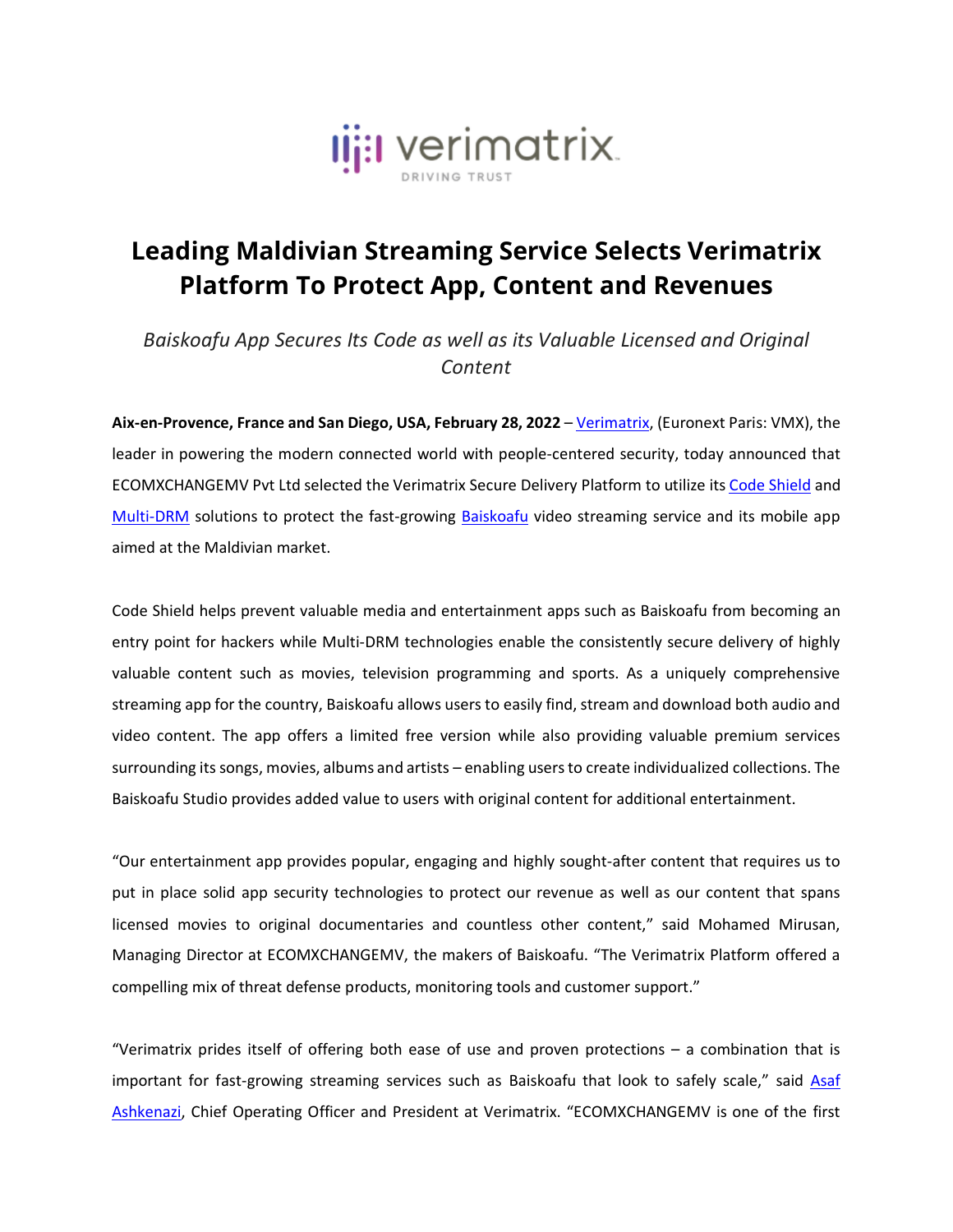# Leading Maldivian Streaming Service Selects Verimatrix Platform To Protect App, Content and Revenues

*Baiskoafu App Secures Its Code as well as its Valuable Licensed and Original Content*

**Aix-en-Provence, France and San Diego, USA, February 28, 2022** – Verimatrix, (Euronext Paris: VMX), the leader in powering the modern connected world with people-centered security, today announced that ECOMXCHANGEMV Pvt Ltd selected the Verimatrix Secure Delivery Platform to utilize its Code Shield and Multi-DRM solutions to protect the fast-growing Baiskoafu video streaming service and its mobile app aimed at the Maldivian market.

Code Shield helps prevent valuable media and entertainment apps such as Baiskoafu from becoming an entry point for hackers while Multi-DRM technologies enable the consistently secure delivery of highly valuable content such as movies, television programming and sports. As a uniquely comprehensive streaming app for the country, Baiskoafu allows users to easily find, stream and download both audio and video content. The app offers a limited free version while also providing valuable premium services surrounding its songs, movies, albums and artists – enabling users to create individualized collections. The Baiskoafu Studio provides added value to users with original content for additional entertainment.

"Our entertainment app provides popular, engaging and highly sought-after content that requires us to put in place solid app security technologies to protect our revenue as well as our content that spans licensed movies to original documentaries and countless other content," said Mohamed Mirusan, Managing Director at ECOMXCHANGEMV, the makers of Baiskoafu. "The Verimatrix Platform offered a compelling mix of threat defense products, monitoring tools and customer support."

"Verimatrix prides itself of offering both ease of use and proven protections – a combination that is important for fast-growing streaming services such as Baiskoafu that look to safely scale," said Asaf Ashkenazi, Chief Operating Officer and President at Verimatrix. "ECOMXCHANGEMV is one of the first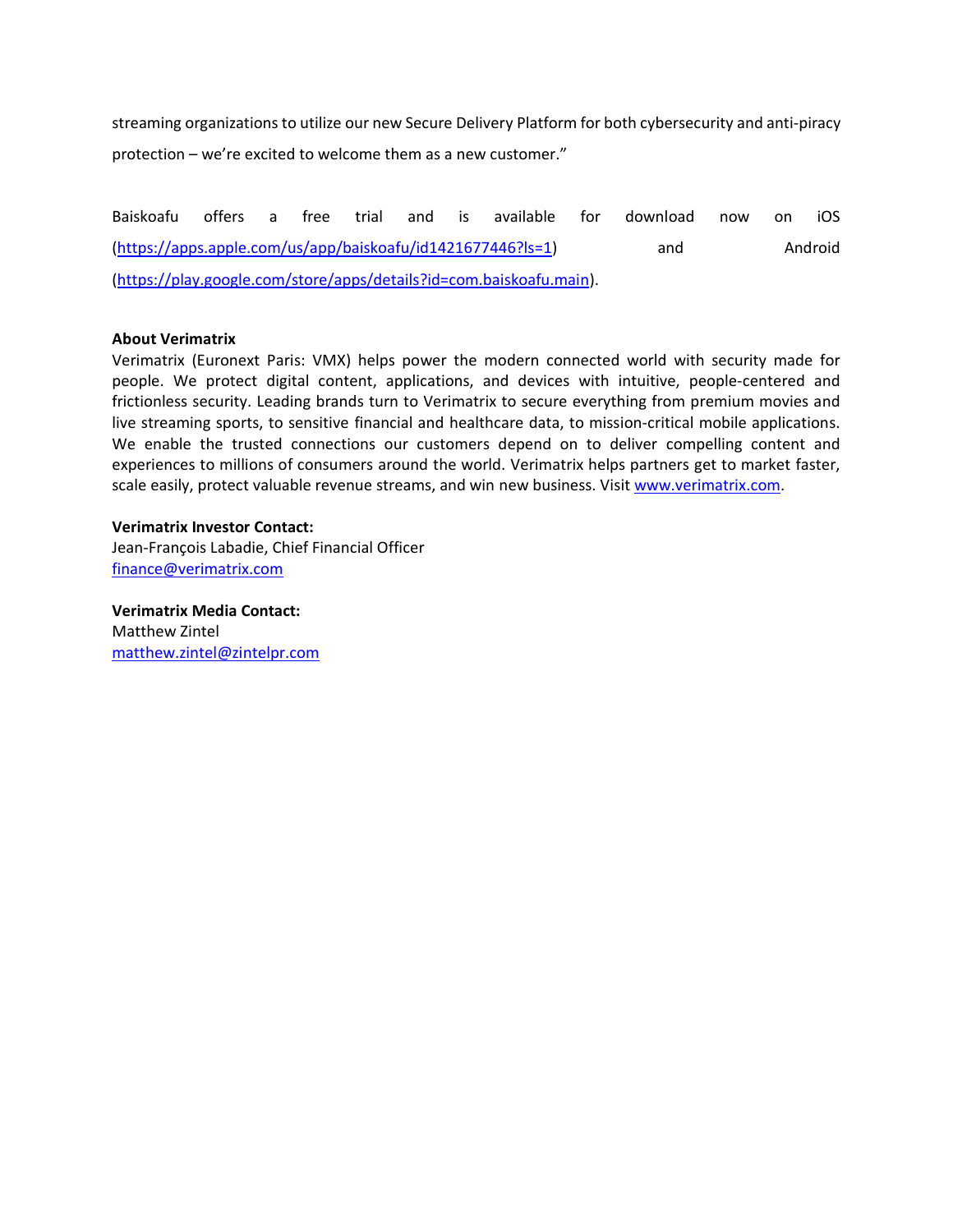streaming organizations to utilize our new Secure Delivery Platform for both cybersecurity and anti-piracy protection – we're excited to welcome them as a new customer."

Baiskoafu offers a free trial and is available for download now on iOS (https://apps.apple.com/us/app/baiskoafu/id1421677446?ls=1) and Android (https://play.google.com/store/apps/details?id=com.baiskoafu.main).

**About Verimatrix**
Verimatrix (Euronext Paris: VMX) helps power the modern connected world with security made for people. We protect digital content, applications, and devices with intuitive, people-centered and frictionless security. Leading brands turn to Verimatrix to secure everything from premium movies and live streaming sports, to sensitive financial and healthcare data, to mission-critical mobile applications. We enable the trusted connections our customers depend on to deliver compelling content and experiences to millions of consumers around the world. Verimatrix helps partners get to market faster, scale easily, protect valuable revenue streams, and win new business. Visit www.verimatrix.com.

**Verimatrix Investor Contact:**
Jean-François Labadie, Chief Financial Officer
finance@verimatrix.com

**Verimatrix Media Contact:**
Matthew Zintel
matthew.zintel@zintelpr.com